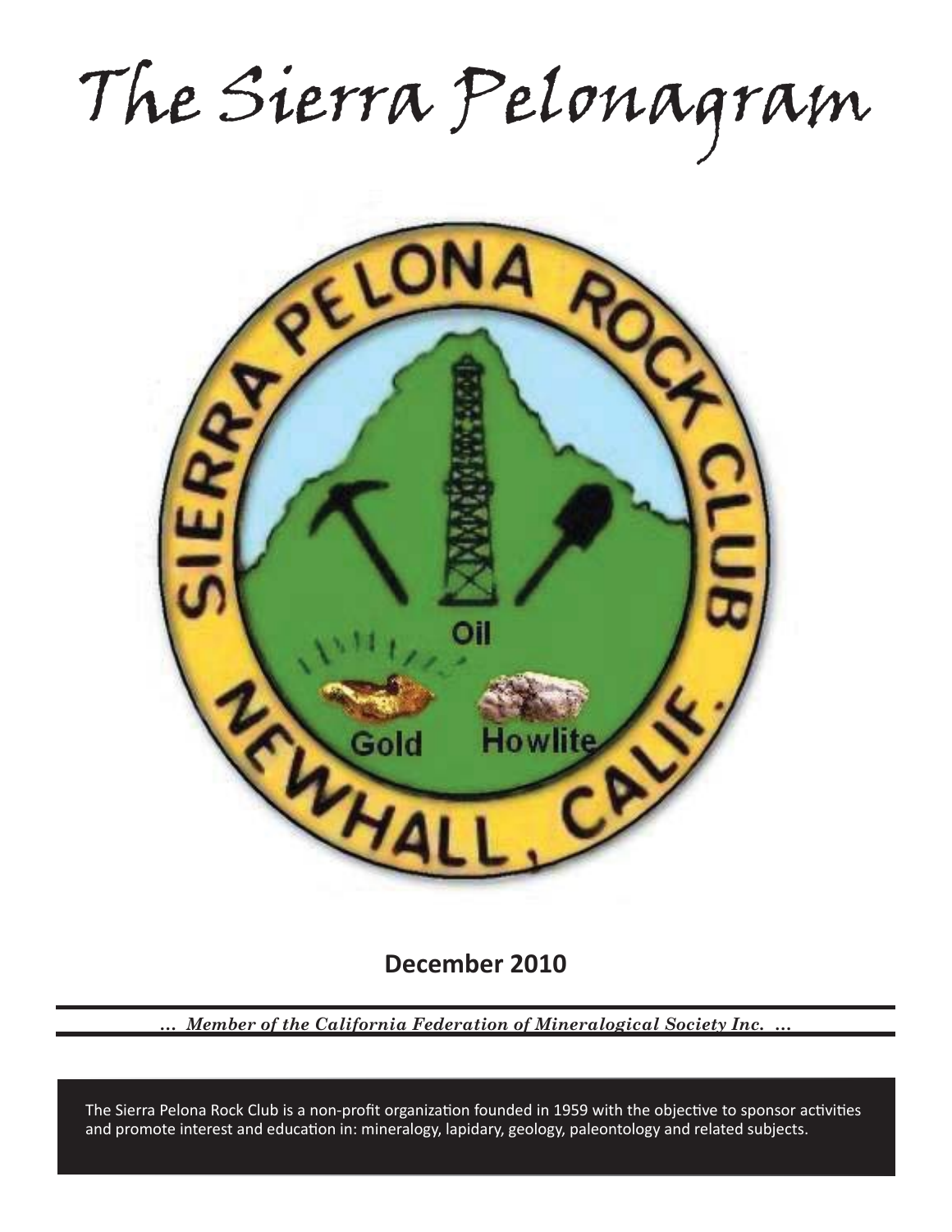# The Sierra Pelonagram

**December 2010**

*... Member of the California Federation of Mineralogical Society Inc. ...*

The Sierra Pelona Rock Club is a non-profit organization founded in 1959 with the objective to sponsor activities and promote interest and education in: mineralogy, lapidary, geology, paleontology and related subjects.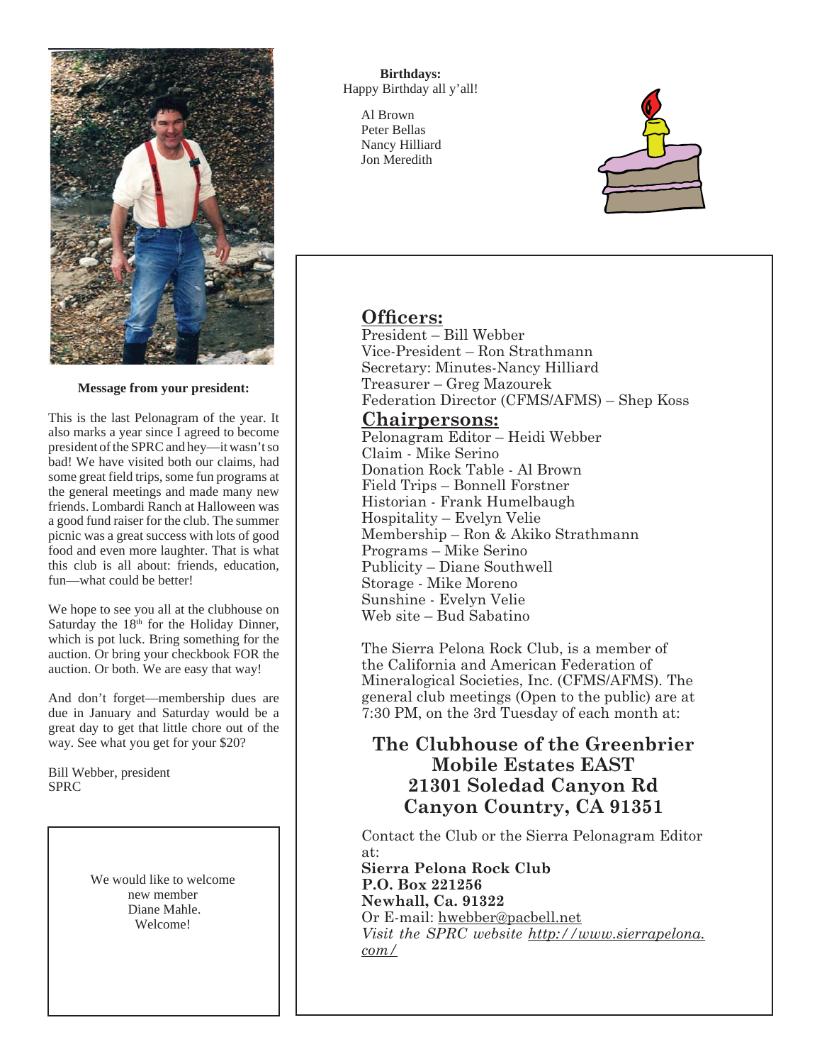**Message from your president:**

This is the last Pelonagram of the year. It also marks a year since I agreed to become president of the SPRC and hey—it wasn't so bad! We have visited both our claims, had some great field trips, some fun programs at the general meetings and made many new friends. Lombardi Ranch at Halloween was a good fund raiser for the club. The summer picnic was a great success with lots of good food and even more laughter. That is what this club is all about: friends, education, fun—what could be better!

We hope to see you all at the clubhouse on Saturday the 18th for the Holiday Dinner, which is pot luck. Bring something for the auction. Or bring your checkbook FOR the auction. Or both. We are easy that way!

And don't forget—membership dues are due in January and Saturday would be a great day to get that little chore out of the way. See what you get for your $20?

Bill Webber, president
SPRC

We would like to welcome new member Diane Mahle. Welcome!

**Birthdays:**
Happy Birthday all y'all!

Al Brown
Peter Bellas
Nancy Hilliard
Jon Meredith

## Officers:

President – Bill Webber
Vice-President – Ron Strathmann
Secretary: Minutes-Nancy Hilliard
Treasurer – Greg Mazourek
Federation Director (CFMS/AFMS) – Shep Koss

## Chairpersons:

Pelonagram Editor – Heidi Webber
Claim - Mike Serino
Donation Rock Table - Al Brown
Field Trips – Bonnell Forstner
Historian - Frank Humelbaugh
Hospitality – Evelyn Velie
Membership – Ron & Akiko Strathmann
Programs – Mike Serino
Publicity – Diane Southwell
Storage - Mike Moreno
Sunshine - Evelyn Velie
Web site – Bud Sabatino

The Sierra Pelona Rock Club, is a member of the California and American Federation of Mineralogical Societies, Inc. (CFMS/AFMS). The general club meetings (Open to the public) are at 7:30 PM, on the 3rd Tuesday of each month at:

**The Clubhouse of the Greenbrier Mobile Estates EAST**
**21301 Soledad Canyon Rd**
**Canyon Country, CA 91351**

Contact the Club or the Sierra Pelonagram Editor at:
**Sierra Pelona Rock Club**
**P.O. Box 221256**
**Newhall, Ca. 91322**
Or E-mail: hwebber@pacbell.net
*Visit the SPRC website http://www.sierrapelona.com/*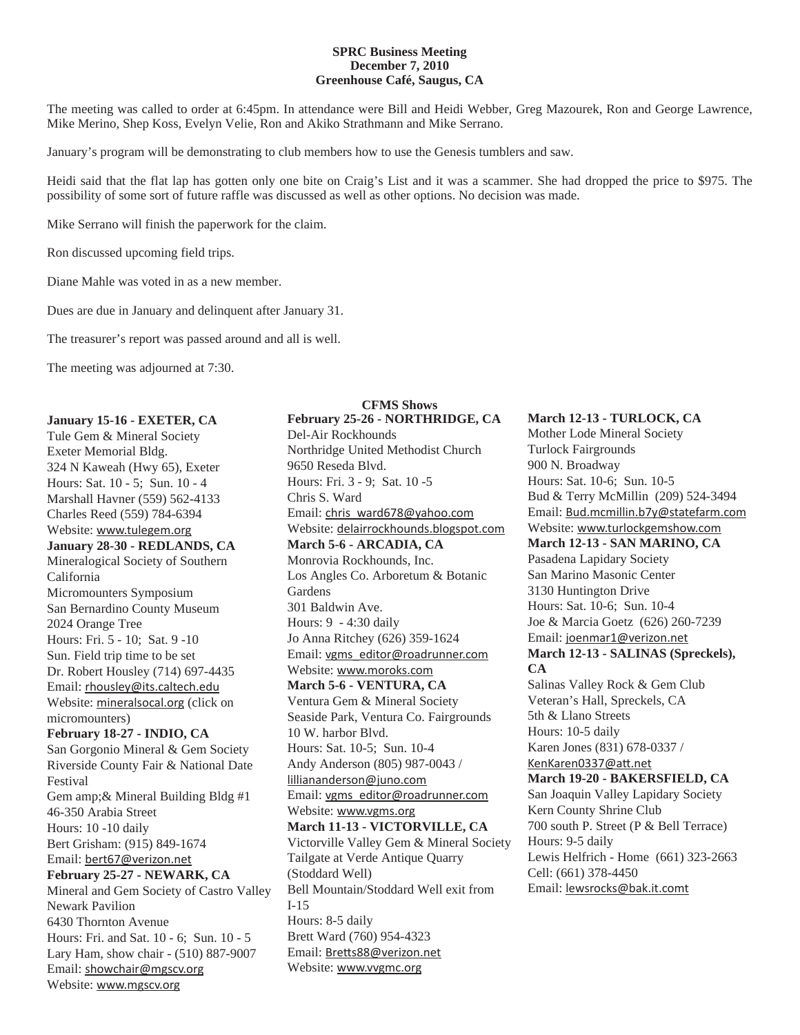**SPRC Business Meeting**
**December 7, 2010**
**Greenhouse Café, Saugus, CA**

The meeting was called to order at 6:45pm. In attendance were Bill and Heidi Webber, Greg Mazourek, Ron and George Lawrence, Mike Merino, Shep Koss, Evelyn Velie, Ron and Akiko Strathmann and Mike Serrano.

January's program will be demonstrating to club members how to use the Genesis tumblers and saw.

Heidi said that the flat lap has gotten only one bite on Craig's List and it was a scammer. She had dropped the price to $975. The possibility of some sort of future raffle was discussed as well as other options. No decision was made.

Mike Serrano will finish the paperwork for the claim.

Ron discussed upcoming field trips.

Diane Mahle was voted in as a new member.

Dues are due in January and delinquent after January 31.

The treasurer's report was passed around and all is well.

The meeting was adjourned at 7:30.

## CFMS Shows

**January 15-16 - EXETER, CA**
Tule Gem & Mineral Society
Exeter Memorial Bldg.
324 N Kaweah (Hwy 65), Exeter
Hours: Sat. 10 - 5; Sun. 10 - 4
Marshall Havner (559) 562-4133
Charles Reed (559) 784-6394
Website: www.tulegem.org

**January 28-30 - REDLANDS, CA**
Mineralogical Society of Southern California
Micromounters Symposium
San Bernardino County Museum
2024 Orange Tree
Hours: Fri. 5 - 10; Sat. 9 -10
Sun. Field trip time to be set
Dr. Robert Housley (714) 697-4435
Email: rhousley@its.caltech.edu
Website: mineralsocal.org (click on micromounters)

**February 18-27 - INDIO, CA**
San Gorgonio Mineral & Gem Society
Riverside County Fair & National Date Festival
Gem amp;& Mineral Building Bldg #1
46-350 Arabia Street
Hours: 10 -10 daily
Bert Grisham: (915) 849-1674
Email: bert67@verizon.net

**February 25-27 - NEWARK, CA**
Mineral and Gem Society of Castro Valley
Newark Pavilion
6430 Thornton Avenue
Hours: Fri. and Sat. 10 - 6; Sun. 10 - 5
Lary Ham, show chair - (510) 887-9007
Email: showchair@mgscv.org
Website: www.mgscv.org

**February 25-26 - NORTHRIDGE, CA**
Del-Air Rockhounds
Northridge United Methodist Church
9650 Reseda Blvd.
Hours: Fri. 3 - 9; Sat. 10 -5
Chris S. Ward
Email: chris_ward678@yahoo.com
Website: delairrockhounds.blogspot.com

**March 5-6 - ARCADIA, CA**
Monrovia Rockhounds, Inc.
Los Angles Co. Arboretum & Botanic Gardens
301 Baldwin Ave.
Hours: 9 - 4:30 daily
Jo Anna Ritchey (626) 359-1624
Email: vgms_editor@roadrunner.com
Website: www.moroks.com

**March 5-6 - VENTURA, CA**
Ventura Gem & Mineral Society
Seaside Park, Ventura Co. Fairgrounds
10 W. harbor Blvd.
Hours: Sat. 10-5; Sun. 10-4
Andy Anderson (805) 987-0043 / lilliananderson@juno.com
Email: vgms_editor@roadrunner.com
Website: www.vgms.org

**March 11-13 - VICTORVILLE, CA**
Victorville Valley Gem & Mineral Society
Tailgate at Verde Antique Quarry (Stoddard Well)
Bell Mountain/Stoddard Well exit from I-15
Hours: 8-5 daily
Brett Ward (760) 954-4323
Email: Bretts88@verizon.net
Website: www.vvgmc.org

**March 12-13 - TURLOCK, CA**
Mother Lode Mineral Society
Turlock Fairgrounds
900 N. Broadway
Hours: Sat. 10-6; Sun. 10-5
Bud & Terry McMillin (209) 524-3494
Email: Bud.mcmillin.b7y@statefarm.com
Website: www.turlockgemshow.com

**March 12-13 - SAN MARINO, CA**
Pasadena Lapidary Society
San Marino Masonic Center
3130 Huntington Drive
Hours: Sat. 10-6; Sun. 10-4
Joe & Marcia Goetz (626) 260-7239
Email: joenmar1@verizon.net

**March 12-13 - SALINAS (Spreckels), CA**
Salinas Valley Rock & Gem Club
Veteran's Hall, Spreckels, CA
5th & Llano Streets
Hours: 10-5 daily
Karen Jones (831) 678-0337 / KenKaren0337@att.net

**March 19-20 - BAKERSFIELD, CA**
San Joaquin Valley Lapidary Society
Kern County Shrine Club
700 south P. Street (P & Bell Terrace)
Hours: 9-5 daily
Lewis Helfrich - Home (661) 323-2663
Cell: (661) 378-4450
Email: lewsrocks@bak.it.comt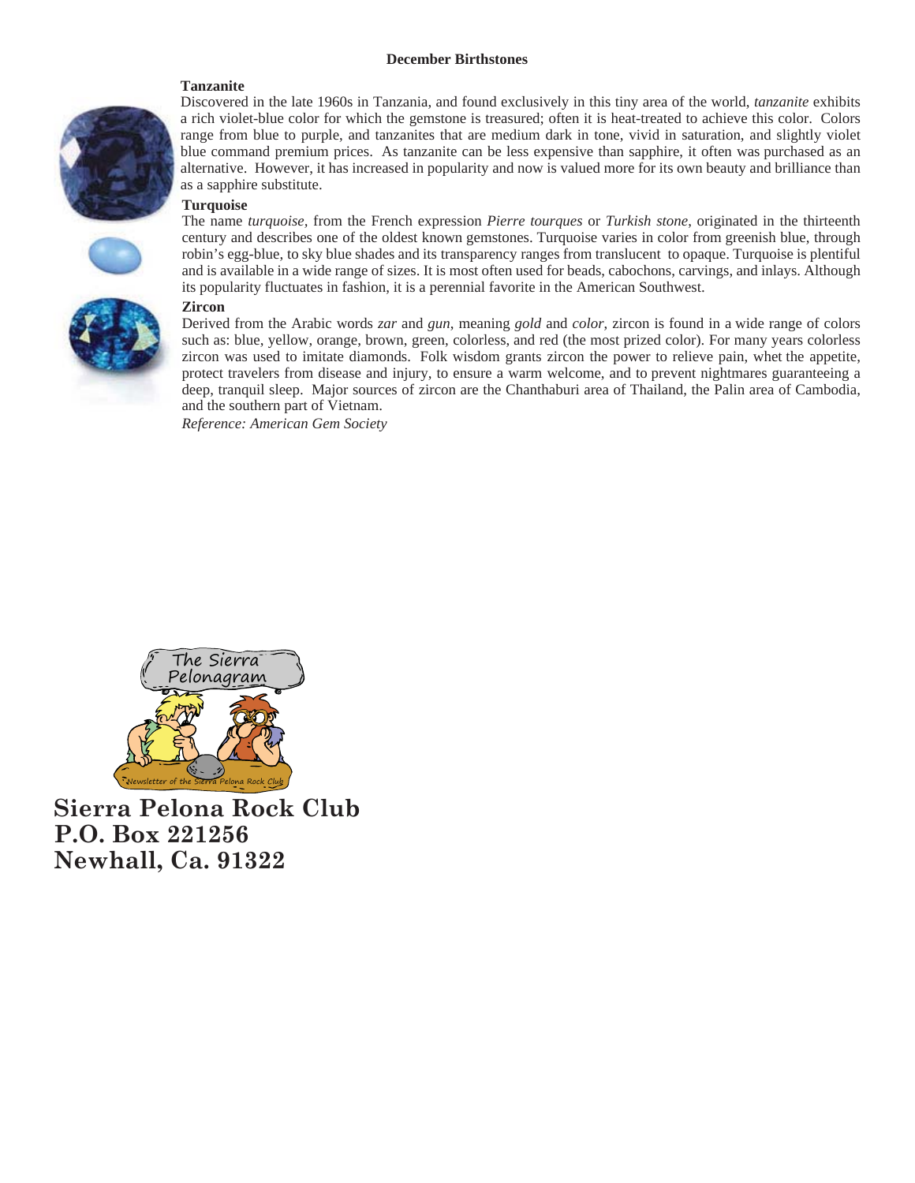## December Birthstones

### Tanzanite

Discovered in the late 1960s in Tanzania, and found exclusively in this tiny area of the world, *tanzanite* exhibits a rich violet-blue color for which the gemstone is treasured; often it is heat-treated to achieve this color. Colors range from blue to purple, and tanzanites that are medium dark in tone, vivid in saturation, and slightly violet blue command premium prices. As tanzanite can be less expensive than sapphire, it often was purchased as an alternative. However, it has increased in popularity and now is valued more for its own beauty and brilliance than as a sapphire substitute.

### Turquoise

The name *turquoise,* from the French expression *Pierre tourques* or *Turkish stone*, originated in the thirteenth century and describes one of the oldest known gemstones. Turquoise varies in color from greenish blue, through robin's egg-blue, to sky blue shades and its transparency ranges from translucent to opaque. Turquoise is plentiful and is available in a wide range of sizes. It is most often used for beads, cabochons, carvings, and inlays. Although its popularity fluctuates in fashion, it is a perennial favorite in the American Southwest.

### Zircon

Derived from the Arabic words *zar* and *gun*, meaning *gold* and *color*, zircon is found in a wide range of colors such as: blue, yellow, orange, brown, green, colorless, and red (the most prized color). For many years colorless zircon was used to imitate diamonds. Folk wisdom grants zircon the power to relieve pain, whet the appetite, protect travelers from disease and injury, to ensure a warm welcome, and to prevent nightmares guaranteeing a deep, tranquil sleep. Major sources of zircon are the Chanthaburi area of Thailand, the Palin area of Cambodia, and the southern part of Vietnam.

*Reference: American Gem Society*

The Sierra Pelonagram

Newsletter of the Sierra Pelona Rock Club

**Sierra Pelona Rock Club**
**P.O. Box 221256**
**Newhall, Ca. 91322**